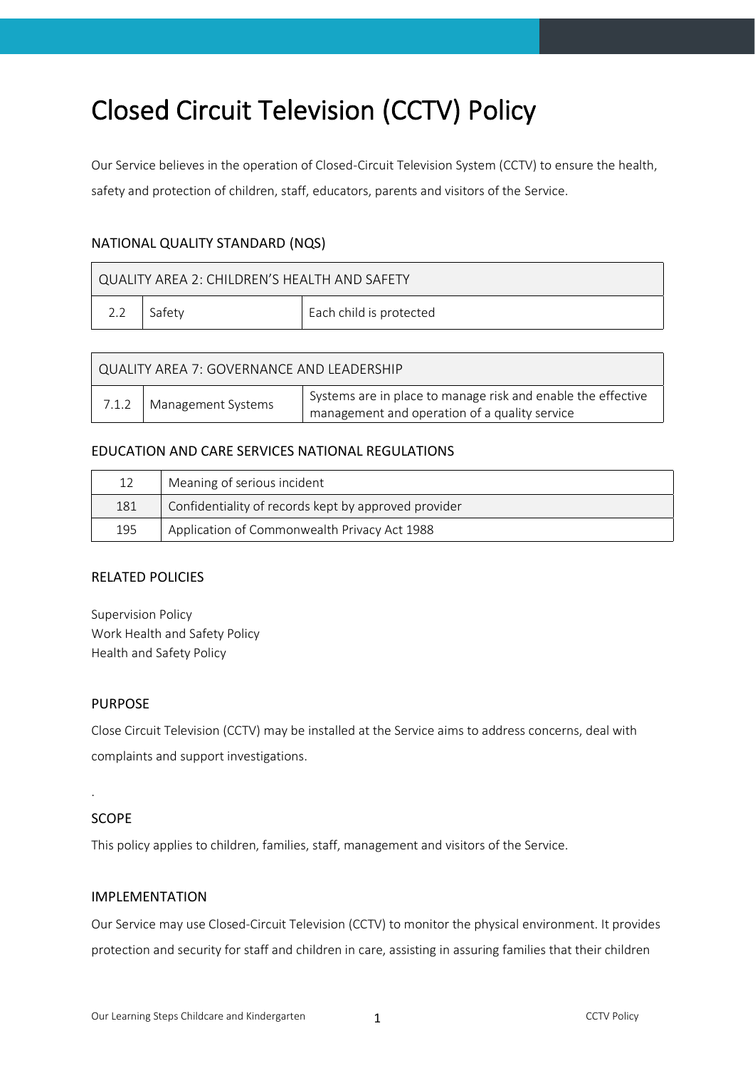# Closed Circuit Television (CCTV) Policy

Our Service believes in the operation of Closed-Circuit Television System (CCTV) to ensure the health, safety and protection of children, staff, educators, parents and visitors of the Service.

## NATIONAL QUALITY STANDARD (NQS)

| QUALITY AREA 2: CHILDREN'S HEALTH AND SAFETY | | |
|---|---|---|
| 2.2 | Safety | Each child is protected |

| QUALITY AREA 7: GOVERNANCE AND LEADERSHIP | | |
|---|---|---|
| 7.1.2 | Management Systems | Systems are in place to manage risk and enable the effective management and operation of a quality service |

## EDUCATION AND CARE SERVICES NATIONAL REGULATIONS

| | |
|---|---|
| 12 | Meaning of serious incident |
| 181 | Confidentiality of records kept by approved provider |
| 195 | Application of Commonwealth Privacy Act 1988 |

## RELATED POLICIES

Supervision Policy
Work Health and Safety Policy
Health and Safety Policy

## PURPOSE

Close Circuit Television (CCTV) may be installed at the Service aims to address concerns, deal with complaints and support investigations.

.

## SCOPE

This policy applies to children, families, staff, management and visitors of the Service.

## IMPLEMENTATION

Our Service may use Closed-Circuit Television (CCTV) to monitor the physical environment. It provides protection and security for staff and children in care, assisting in assuring families that their children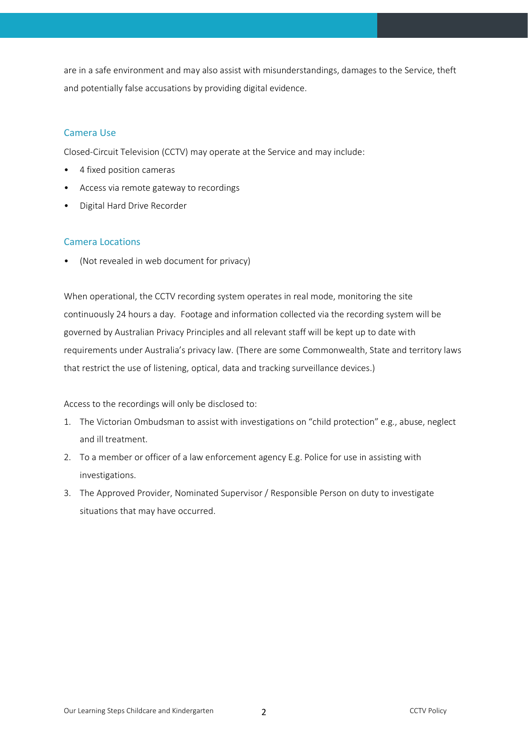are in a safe environment and may also assist with misunderstandings, damages to the Service, theft and potentially false accusations by providing digital evidence.

## Camera Use

Closed-Circuit Television (CCTV) may operate at the Service and may include:

- 4 fixed position cameras
- Access via remote gateway to recordings
- Digital Hard Drive Recorder

## Camera Locations

- (Not revealed in web document for privacy)

When operational, the CCTV recording system operates in real mode, monitoring the site continuously 24 hours a day. Footage and information collected via the recording system will be governed by Australian Privacy Principles and all relevant staff will be kept up to date with requirements under Australia's privacy law. (There are some Commonwealth, State and territory laws that restrict the use of listening, optical, data and tracking surveillance devices.)

Access to the recordings will only be disclosed to:

1. The Victorian Ombudsman to assist with investigations on "child protection" e.g., abuse, neglect and ill treatment.
2. To a member or officer of a law enforcement agency E.g. Police for use in assisting with investigations.
3. The Approved Provider, Nominated Supervisor / Responsible Person on duty to investigate situations that may have occurred.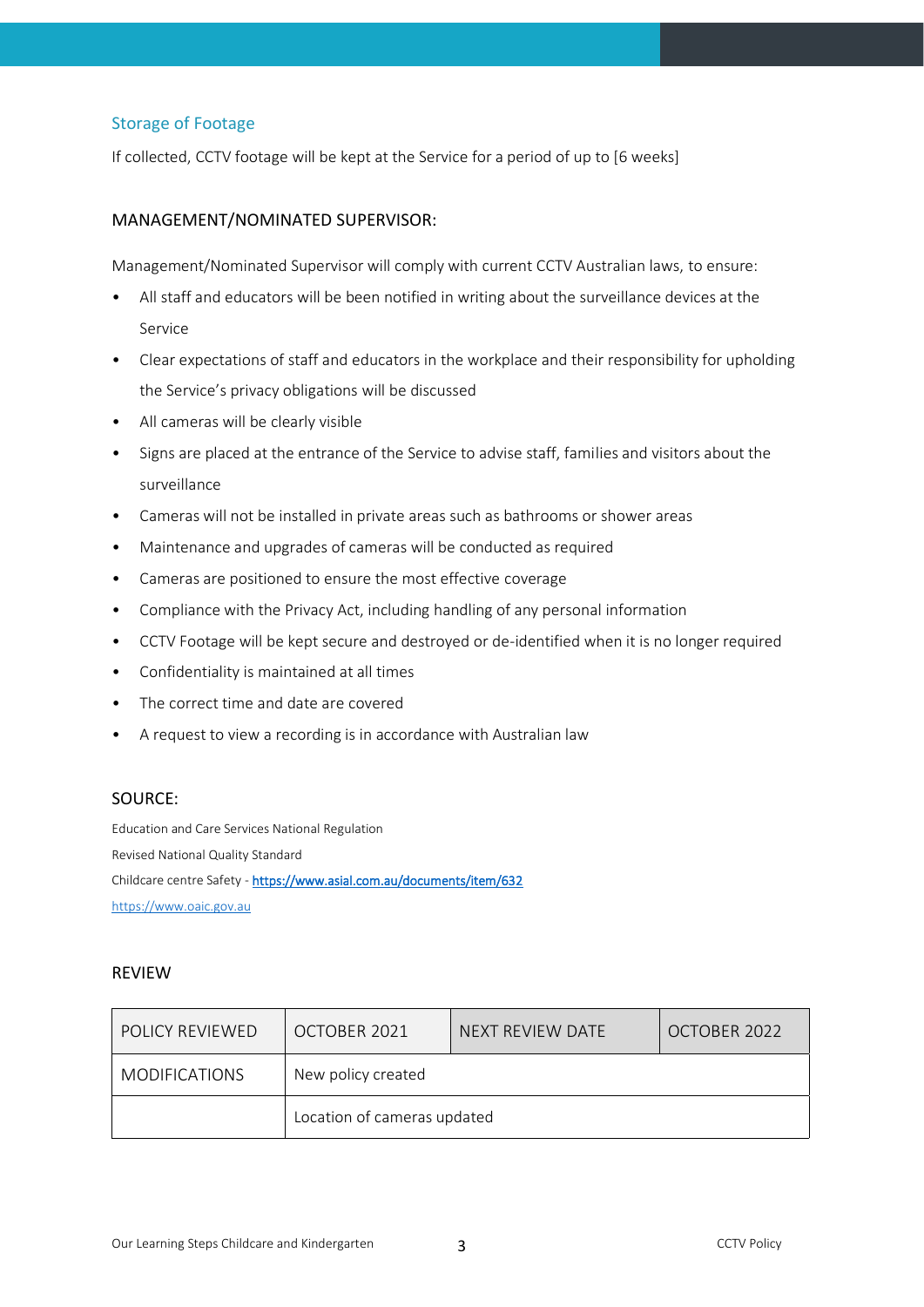## Storage of Footage

If collected, CCTV footage will be kept at the Service for a period of up to [6 weeks]

## MANAGEMENT/NOMINATED SUPERVISOR:

Management/Nominated Supervisor will comply with current CCTV Australian laws, to ensure:

- All staff and educators will be been notified in writing about the surveillance devices at the Service
- Clear expectations of staff and educators in the workplace and their responsibility for upholding the Service's privacy obligations will be discussed
- All cameras will be clearly visible
- Signs are placed at the entrance of the Service to advise staff, families and visitors about the surveillance
- Cameras will not be installed in private areas such as bathrooms or shower areas
- Maintenance and upgrades of cameras will be conducted as required
- Cameras are positioned to ensure the most effective coverage
- Compliance with the Privacy Act, including handling of any personal information
- CCTV Footage will be kept secure and destroyed or de-identified when it is no longer required
- Confidentiality is maintained at all times
- The correct time and date are covered
- A request to view a recording is in accordance with Australian law

## SOURCE:

Education and Care Services National Regulation

Revised National Quality Standard

Childcare centre Safety - https://www.asial.com.au/documents/item/632

https://www.oaic.gov.au

## REVIEW

| POLICY REVIEWED | OCTOBER 2021 | NEXT REVIEW DATE | OCTOBER 2022 |
|---|---|---|---|
| MODIFICATIONS | New policy created | | |
| | Location of cameras updated | | |